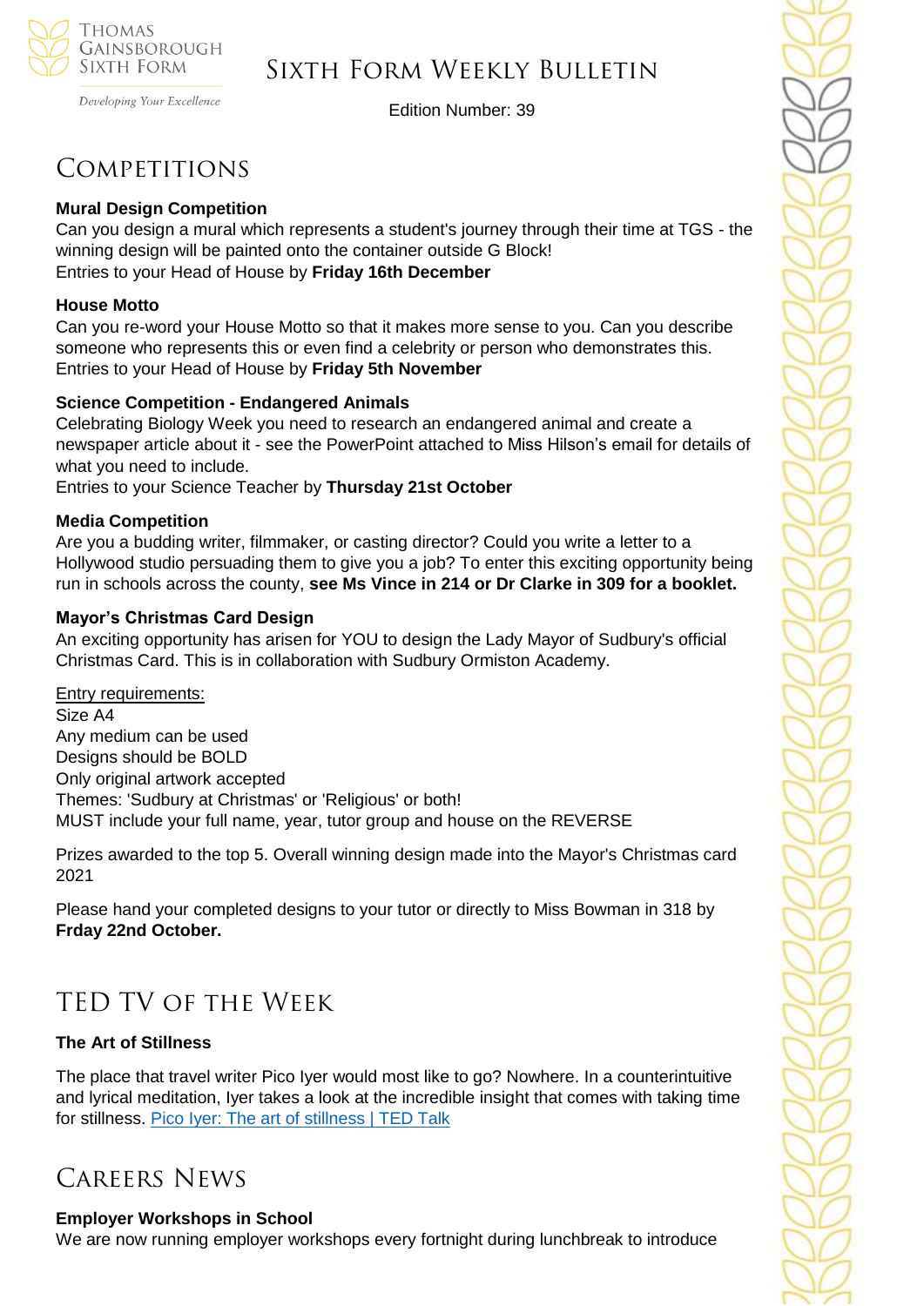# Sixth Form Weekly Bulletin

Edition Number: 39

## Competitions

**Mural Design Competition**
Can you design a mural which represents a student's journey through their time at TGS - the winning design will be painted onto the container outside G Block!
Entries to your Head of House by **Friday 16th December**

**House Motto**
Can you re-word your House Motto so that it makes more sense to you. Can you describe someone who represents this or even find a celebrity or person who demonstrates this.
Entries to your Head of House by **Friday 5th November**

**Science Competition - Endangered Animals**
Celebrating Biology Week you need to research an endangered animal and create a newspaper article about it - see the PowerPoint attached to Miss Hilson's email for details of what you need to include.
Entries to your Science Teacher by **Thursday 21st October**

**Media Competition**
Are you a budding writer, filmmaker, or casting director? Could you write a letter to a Hollywood studio persuading them to give you a job? To enter this exciting opportunity being run in schools across the county, **see Ms Vince in 214 or Dr Clarke in 309 for a booklet.**

**Mayor's Christmas Card Design**
An exciting opportunity has arisen for YOU to design the Lady Mayor of Sudbury's official Christmas Card. This is in collaboration with Sudbury Ormiston Academy.

Entry requirements:
Size A4
Any medium can be used
Designs should be BOLD
Only original artwork accepted
Themes: 'Sudbury at Christmas' or 'Religious' or both!
MUST include your full name, year, tutor group and house on the REVERSE

Prizes awarded to the top 5. Overall winning design made into the Mayor's Christmas card 2021

Please hand your completed designs to your tutor or directly to Miss Bowman in 318 by **Frday 22nd October.**

## TED TV of the Week

**The Art of Stillness**

The place that travel writer Pico Iyer would most like to go? Nowhere. In a counterintuitive and lyrical meditation, Iyer takes a look at the incredible insight that comes with taking time for stillness. [Pico Iyer: The art of stillness | TED Talk]

## Careers News

**Employer Workshops in School**
We are now running employer workshops every fortnight during lunchbreak to introduce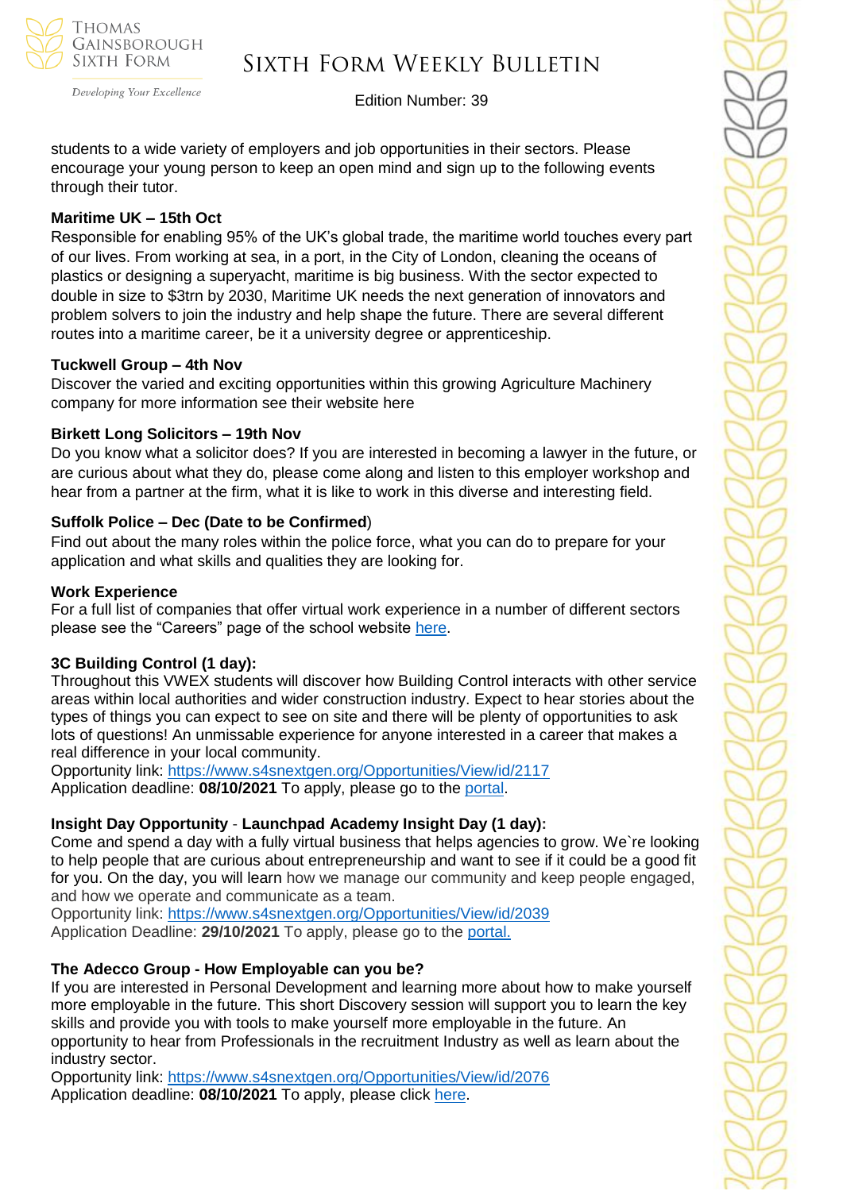students to a wide variety of employers and job opportunities in their sectors. Please encourage your young person to keep an open mind and sign up to the following events through their tutor.

**Maritime UK – 15th Oct**
Responsible for enabling 95% of the UK's global trade, the maritime world touches every part of our lives. From working at sea, in a port, in the City of London, cleaning the oceans of plastics or designing a superyacht, maritime is big business. With the sector expected to double in size to $3trn by 2030, Maritime UK needs the next generation of innovators and problem solvers to join the industry and help shape the future. There are several different routes into a maritime career, be it a university degree or apprenticeship.

**Tuckwell Group – 4th Nov**
Discover the varied and exciting opportunities within this growing Agriculture Machinery company for more information see their website here

**Birkett Long Solicitors – 19th Nov**
Do you know what a solicitor does? If you are interested in becoming a lawyer in the future, or are curious about what they do, please come along and listen to this employer workshop and hear from a partner at the firm, what it is like to work in this diverse and interesting field.

**Suffolk Police – Dec (Date to be Confirmed**)
Find out about the many roles within the police force, what you can do to prepare for your application and what skills and qualities they are looking for.

**Work Experience**
For a full list of companies that offer virtual work experience in a number of different sectors please see the "Careers" page of the school website here.

**3C Building Control (1 day):**
Throughout this VWEX students will discover how Building Control interacts with other service areas within local authorities and wider construction industry. Expect to hear stories about the types of things you can expect to see on site and there will be plenty of opportunities to ask lots of questions! An unmissable experience for anyone interested in a career that makes a real difference in your local community.
Opportunity link: https://www.s4snextgen.org/Opportunities/View/id/2117
Application deadline: **08/10/2021** To apply, please go to the portal.

**Insight Day Opportunity** - **Launchpad Academy Insight Day (1 day):**
Come and spend a day with a fully virtual business that helps agencies to grow. We`re looking to help people that are curious about entrepreneurship and want to see if it could be a good fit for you. On the day, you will learn how we manage our community and keep people engaged, and how we operate and communicate as a team.
Opportunity link: https://www.s4snextgen.org/Opportunities/View/id/2039
Application Deadline: **29/10/2021** To apply, please go to the portal.

**The Adecco Group - How Employable can you be?**
If you are interested in Personal Development and learning more about how to make yourself more employable in the future. This short Discovery session will support you to learn the key skills and provide you with tools to make yourself more employable in the future. An opportunity to hear from Professionals in the recruitment Industry as well as learn about the industry sector.
Opportunity link: https://www.s4snextgen.org/Opportunities/View/id/2076
Application deadline: **08/10/2021** To apply, please click here.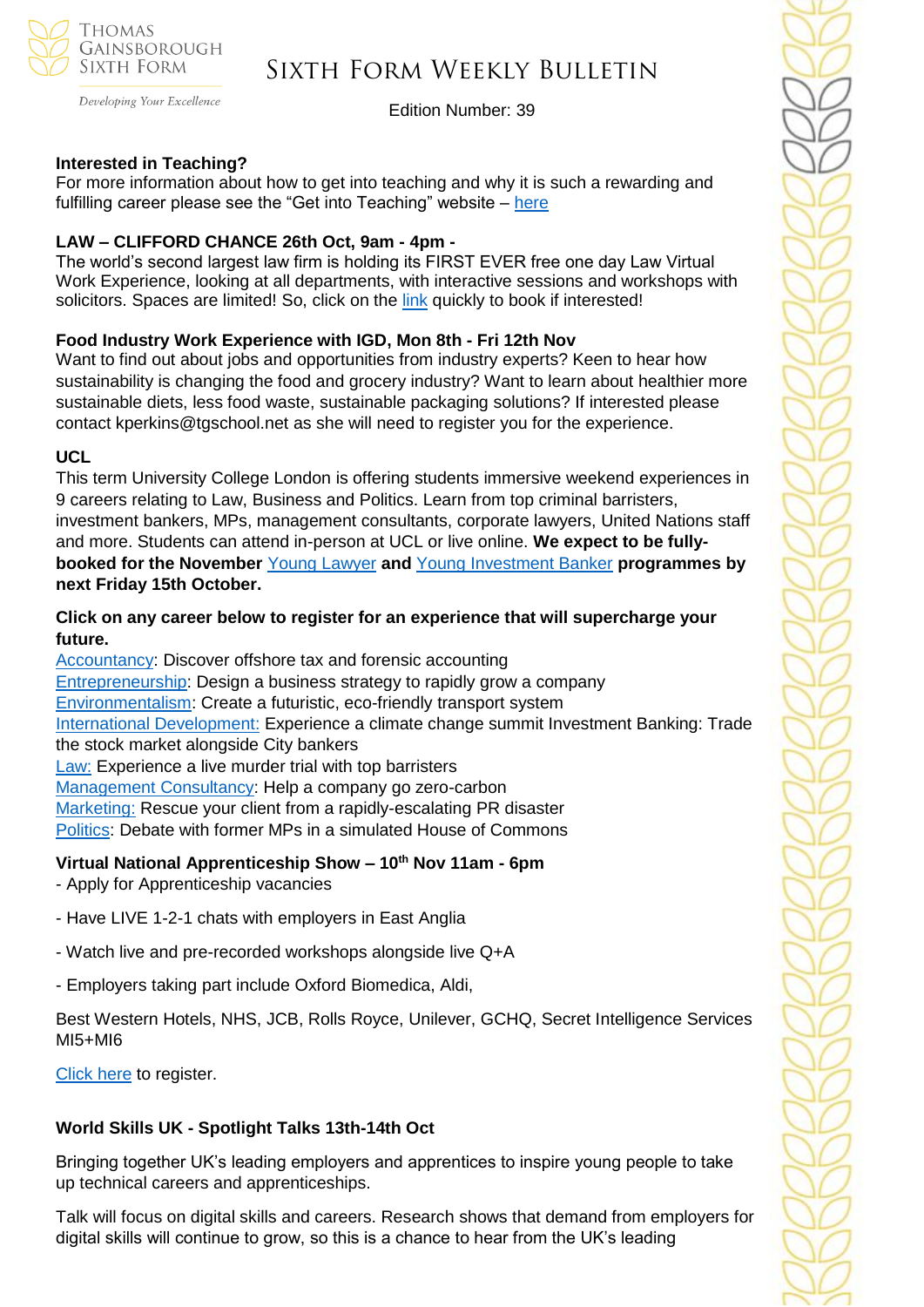**Interested in Teaching?**

For more information about how to get into teaching and why it is such a rewarding and fulfilling career please see the "Get into Teaching" website – here

**LAW – CLIFFORD CHANCE 26th Oct, 9am - 4pm -**

The world's second largest law firm is holding its FIRST EVER free one day Law Virtual Work Experience, looking at all departments, with interactive sessions and workshops with solicitors. Spaces are limited! So, click on the link quickly to book if interested!

**Food Industry Work Experience with IGD, Mon 8th - Fri 12th Nov**

Want to find out about jobs and opportunities from industry experts? Keen to hear how sustainability is changing the food and grocery industry? Want to learn about healthier more sustainable diets, less food waste, sustainable packaging solutions? If interested please contact kperkins@tgschool.net as she will need to register you for the experience.

**UCL**

This term University College London is offering students immersive weekend experiences in 9 careers relating to Law, Business and Politics. Learn from top criminal barristers, investment bankers, MPs, management consultants, corporate lawyers, United Nations staff and more. Students can attend in-person at UCL or live online. **We expect to be fully-booked for the November Young Lawyer and Young Investment Banker programmes by next Friday 15th October.**

**Click on any career below to register for an experience that will supercharge your future.**

Accountancy: Discover offshore tax and forensic accounting
Entrepreneurship: Design a business strategy to rapidly grow a company
Environmentalism: Create a futuristic, eco-friendly transport system
International Development: Experience a climate change summit Investment Banking: Trade the stock market alongside City bankers
Law: Experience a live murder trial with top barristers
Management Consultancy: Help a company go zero-carbon
Marketing: Rescue your client from a rapidly-escalating PR disaster
Politics: Debate with former MPs in a simulated House of Commons

**Virtual National Apprenticeship Show – 10th Nov 11am - 6pm**

- Apply for Apprenticeship vacancies
- Have LIVE 1-2-1 chats with employers in East Anglia
- Watch live and pre-recorded workshops alongside live Q+A
- Employers taking part include Oxford Biomedica, Aldi,

Best Western Hotels, NHS, JCB, Rolls Royce, Unilever, GCHQ, Secret Intelligence Services MI5+MI6

Click here to register.

**World Skills UK - Spotlight Talks 13th-14th Oct**

Bringing together UK's leading employers and apprentices to inspire young people to take up technical careers and apprenticeships.

Talk will focus on digital skills and careers. Research shows that demand from employers for digital skills will continue to grow, so this is a chance to hear from the UK's leading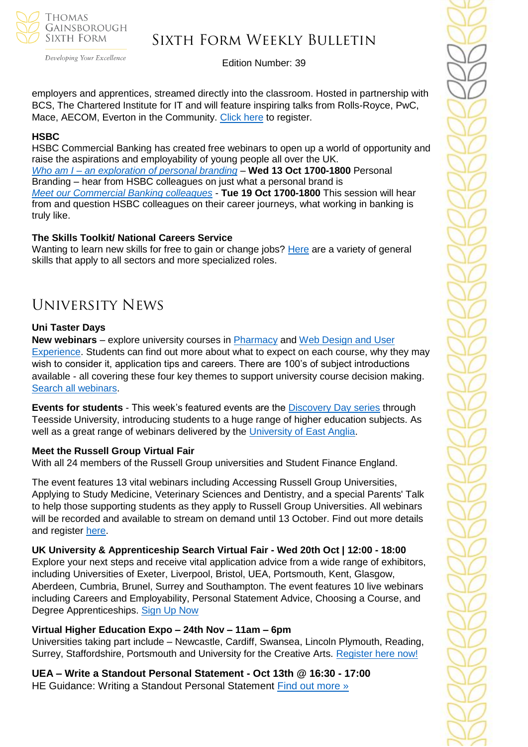employers and apprentices, streamed directly into the classroom. Hosted in partnership with BCS, The Chartered Institute for IT and will feature inspiring talks from Rolls-Royce, PwC, Mace, AECOM, Everton in the Community. Click here to register.

**HSBC**
HSBC Commercial Banking has created free webinars to open up a world of opportunity and raise the aspirations and employability of young people all over the UK.
*Who am I – an exploration of personal branding* – **Wed 13 Oct 1700-1800** Personal Branding – hear from HSBC colleagues on just what a personal brand is
*Meet our Commercial Banking colleagues* - **Tue 19 Oct 1700-1800** This session will hear from and question HSBC colleagues on their career journeys, what working in banking is truly like.

**The Skills Toolkit/ National Careers Service**
Wanting to learn new skills for free to gain or change jobs? Here are a variety of general skills that apply to all sectors and more specialized roles.

## University News

**Uni Taster Days**
**New webinars** – explore university courses in Pharmacy and Web Design and User Experience. Students can find out more about what to expect on each course, why they may wish to consider it, application tips and careers. There are 100's of subject introductions available - all covering these four key themes to support university course decision making. Search all webinars.

**Events for students** - This week's featured events are the Discovery Day series through Teesside University, introducing students to a huge range of higher education subjects. As well as a great range of webinars delivered by the University of East Anglia.

**Meet the Russell Group Virtual Fair**
With all 24 members of the Russell Group universities and Student Finance England.

The event features 13 vital webinars including Accessing Russell Group Universities, Applying to Study Medicine, Veterinary Sciences and Dentistry, and a special Parents' Talk to help those supporting students as they apply to Russell Group Universities. All webinars will be recorded and available to stream on demand until 13 October. Find out more details and register here.

**UK University & Apprenticeship Search Virtual Fair - Wed 20th Oct | 12:00 - 18:00**
Explore your next steps and receive vital application advice from a wide range of exhibitors, including Universities of Exeter, Liverpool, Bristol, UEA, Portsmouth, Kent, Glasgow, Aberdeen, Cumbria, Brunel, Surrey and Southampton. The event features 10 live webinars including Careers and Employability, Personal Statement Advice, Choosing a Course, and Degree Apprenticeships. Sign Up Now

**Virtual Higher Education Expo – 24th Nov – 11am – 6pm**
Universities taking part include – Newcastle, Cardiff, Swansea, Lincoln Plymouth, Reading, Surrey, Staffordshire, Portsmouth and University for the Creative Arts. Register here now!

**UEA – Write a Standout Personal Statement - Oct 13th @ 16:30 - 17:00**
HE Guidance: Writing a Standout Personal Statement Find out more »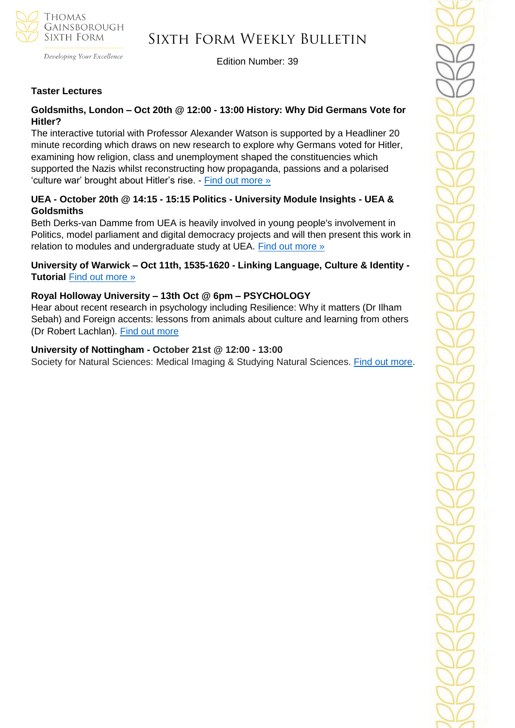### Taster Lectures

**Goldsmiths, London – Oct 20th @ 12:00 - 13:00 History: Why Did Germans Vote for Hitler?**

The interactive tutorial with Professor Alexander Watson is supported by a Headliner 20 minute recording which draws on new research to explore why Germans voted for Hitler, examining how religion, class and unemployment shaped the constituencies which supported the Nazis whilst reconstructing how propaganda, passions and a polarised 'culture war' brought about Hitler's rise. - Find out more »

**UEA - October 20th @ 14:15 - 15:15 Politics - University Module Insights - UEA & Goldsmiths**

Beth Derks-van Damme from UEA is heavily involved in young people's involvement in Politics, model parliament and digital democracy projects and will then present this work in relation to modules and undergraduate study at UEA. Find out more »

**University of Warwick – Oct 11th, 1535-1620 - Linking Language, Culture & Identity - Tutorial** Find out more »

**Royal Holloway University – 13th Oct @ 6pm – PSYCHOLOGY**

Hear about recent research in psychology including Resilience: Why it matters (Dr Ilham Sebah) and Foreign accents: lessons from animals about culture and learning from others (Dr Robert Lachlan). Find out more

**University of Nottingham - October 21st @ 12:00 - 13:00**

Society for Natural Sciences: Medical Imaging & Studying Natural Sciences. Find out more.